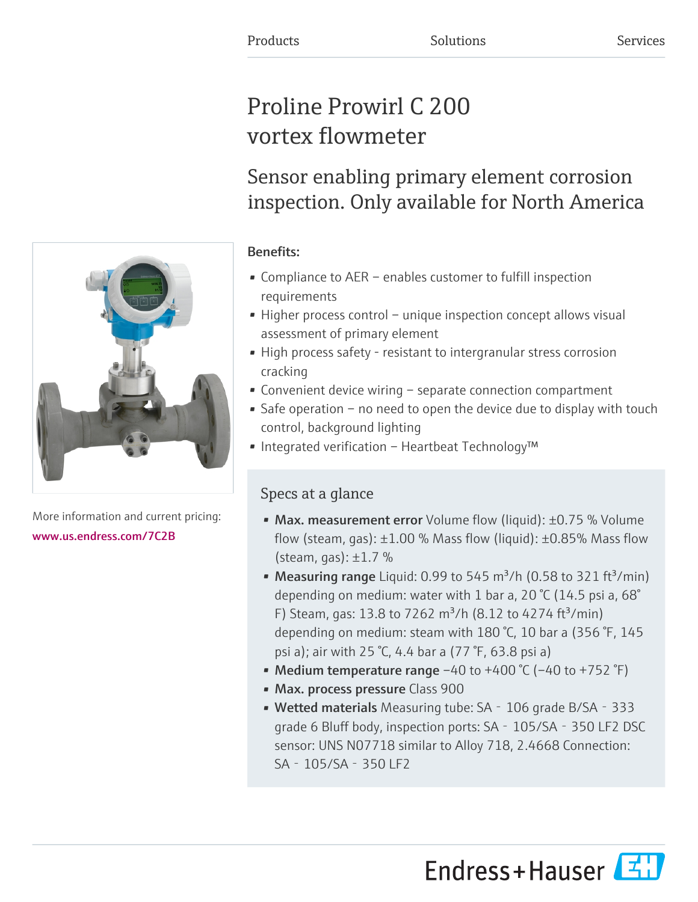Products Solutions Services

# Proline Prowirl C 200 vortex flowmeter

## Sensor enabling primary element corrosion inspection. Only available for North America

More information and current pricing:
www.us.endress.com/7C2B

### Benefits:

- Compliance to AER – enables customer to fulfill inspection requirements
- Higher process control – unique inspection concept allows visual assessment of primary element
- High process safety - resistant to intergranular stress corrosion cracking
- Convenient device wiring – separate connection compartment
- Safe operation – no need to open the device due to display with touch control, background lighting
- Integrated verification – Heartbeat Technology™

### Specs at a glance

- **Max. measurement error** Volume flow (liquid): ±0.75 % Volume flow (steam, gas): ±1.00 % Mass flow (liquid): ±0.85% Mass flow (steam, gas): ±1.7 %
- **Measuring range** Liquid: 0.99 to 545 $m^3/h$ (0.58 to 321 $ft^3/min$) depending on medium: water with 1 bar a, 20 °C (14.5 psi a, 68° F) Steam, gas: 13.8 to 7262 $m^3/h$ (8.12 to 4274 $ft^3/min$) depending on medium: steam with 180 °C, 10 bar a (356 °F, 145 psi a); air with 25 °C, 4.4 bar a (77 °F, 63.8 psi a)
- **Medium temperature range** −40 to +400 °C (−40 to +752 °F)
- **Max. process pressure** Class 900
- **Wetted materials** Measuring tube: SA‐106 grade B/SA‐333 grade 6 Bluff body, inspection ports: SA‐105/SA‐350 LF2 DSC sensor: UNS N07718 similar to Alloy 718, 2.4668 Connection: SA‐105/SA‐350 LF2

Endress+Hauser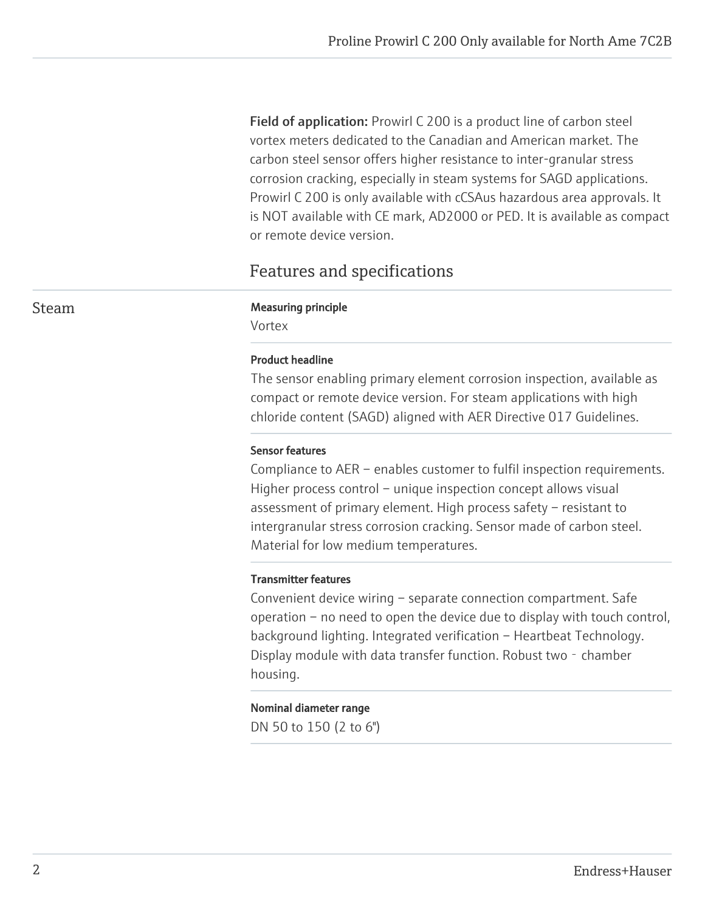**Field of application:** Prowirl C 200 is a product line of carbon steel vortex meters dedicated to the Canadian and American market. The carbon steel sensor offers higher resistance to inter-granular stress corrosion cracking, especially in steam systems for SAGD applications. Prowirl C 200 is only available with cCSAus hazardous area approvals. It is NOT available with CE mark, AD2000 or PED. It is available as compact or remote device version.

## Features and specifications

### Steam

**Measuring principle**

Vortex

**Product headline**

The sensor enabling primary element corrosion inspection, available as compact or remote device version. For steam applications with high chloride content (SAGD) aligned with AER Directive 017 Guidelines.

**Sensor features**

Compliance to AER – enables customer to fulfil inspection requirements. Higher process control – unique inspection concept allows visual assessment of primary element. High process safety – resistant to intergranular stress corrosion cracking. Sensor made of carbon steel. Material for low medium temperatures.

**Transmitter features**

Convenient device wiring – separate connection compartment. Safe operation – no need to open the device due to display with touch control, background lighting. Integrated verification – Heartbeat Technology. Display module with data transfer function. Robust two - chamber housing.

**Nominal diameter range**

DN 50 to 150 (2 to 6")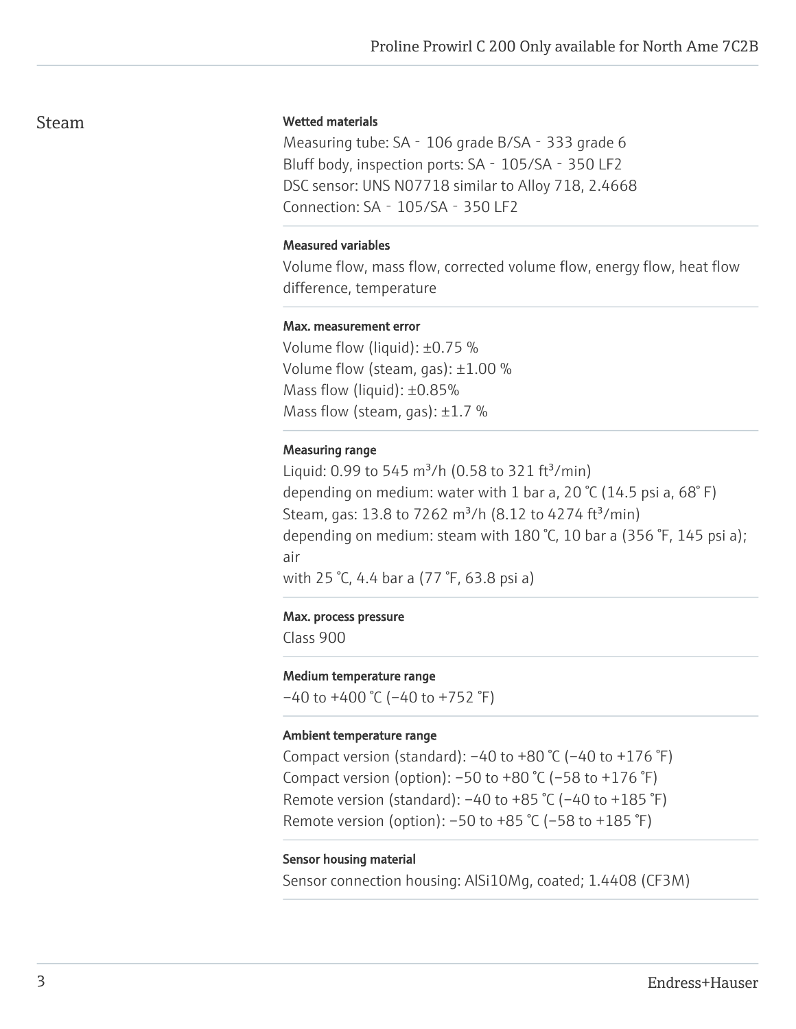## Steam

**Wetted materials**

Measuring tube: SA‑106 grade B/SA‑333 grade 6
Bluff body, inspection ports: SA‑105/SA‑350 LF2
DSC sensor: UNS N07718 similar to Alloy 718, 2.4668
Connection: SA‑105/SA‑350 LF2

**Measured variables**

Volume flow, mass flow, corrected volume flow, energy flow, heat flow difference, temperature

**Max. measurement error**

Volume flow (liquid): ±0.75 %
Volume flow (steam, gas): ±1.00 %
Mass flow (liquid): ±0.85%
Mass flow (steam, gas): ±1.7 %

**Measuring range**

Liquid: 0.99 to 545 m³/h (0.58 to 321 ft³/min)
depending on medium: water with 1 bar a, 20 °C (14.5 psi a, 68° F)
Steam, gas: 13.8 to 7262 m³/h (8.12 to 4274 ft³/min)
depending on medium: steam with 180 °C, 10 bar a (356 °F, 145 psi a); air
with 25 °C, 4.4 bar a (77 °F, 63.8 psi a)

**Max. process pressure**

Class 900

**Medium temperature range**

−40 to +400 °C (−40 to +752 °F)

**Ambient temperature range**

Compact version (standard): −40 to +80 °C (−40 to +176 °F)
Compact version (option): −50 to +80 °C (−58 to +176 °F)
Remote version (standard): −40 to +85 °C (−40 to +185 °F)
Remote version (option): −50 to +85 °C (−58 to +185 °F)

**Sensor housing material**

Sensor connection housing: AlSi10Mg, coated; 1.4408 (CF3M)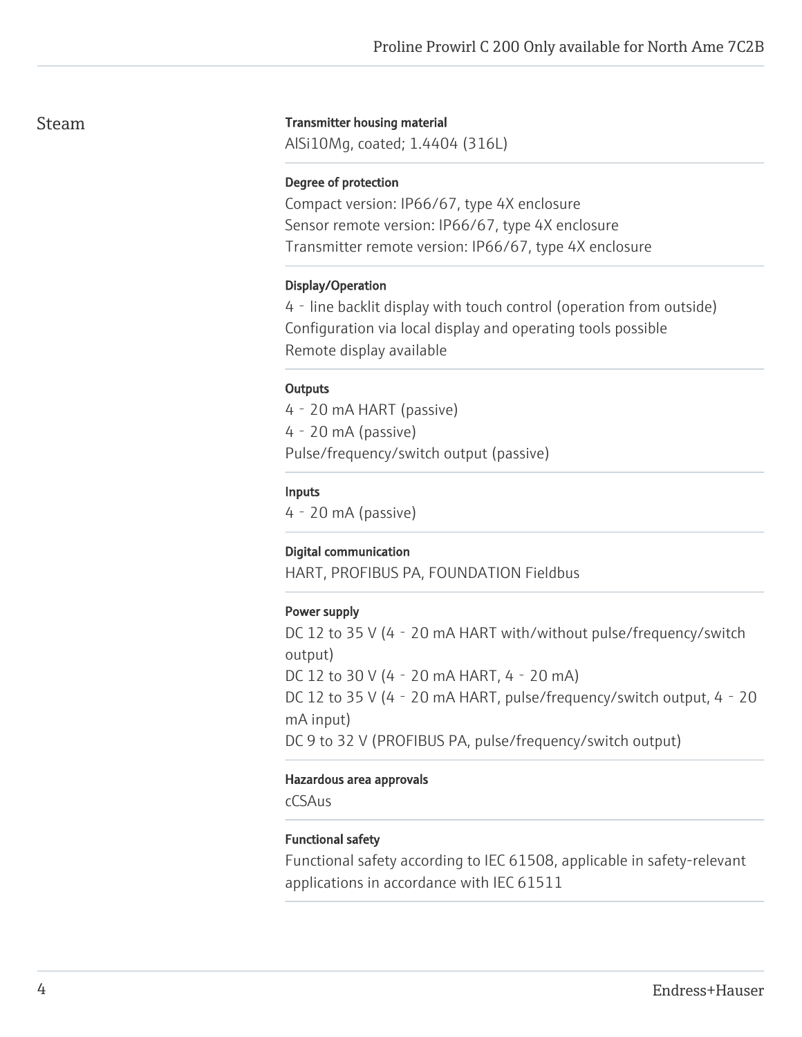## Steam

#### Transmitter housing material

AlSi10Mg, coated; 1.4404 (316L)

#### Degree of protection

Compact version: IP66/67, type 4X enclosure
Sensor remote version: IP66/67, type 4X enclosure
Transmitter remote version: IP66/67, type 4X enclosure

#### Display/Operation

4 - line backlit display with touch control (operation from outside)
Configuration via local display and operating tools possible
Remote display available

#### Outputs

4 - 20 mA HART (passive)
4 - 20 mA (passive)
Pulse/frequency/switch output (passive)

#### Inputs

4 - 20 mA (passive)

#### Digital communication

HART, PROFIBUS PA, FOUNDATION Fieldbus

#### Power supply

DC 12 to 35 V (4 - 20 mA HART with/without pulse/frequency/switch output)
DC 12 to 30 V (4 - 20 mA HART, 4 - 20 mA)
DC 12 to 35 V (4 - 20 mA HART, pulse/frequency/switch output, 4 - 20 mA input)
DC 9 to 32 V (PROFIBUS PA, pulse/frequency/switch output)

#### Hazardous area approvals

cCSAus

#### Functional safety

Functional safety according to IEC 61508, applicable in safety-relevant applications in accordance with IEC 61511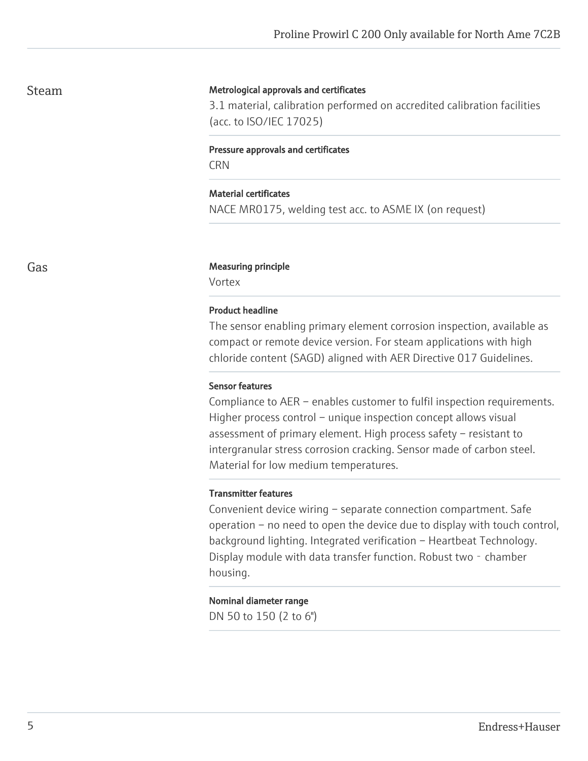## Steam

**Metrological approvals and certificates**

3.1 material, calibration performed on accredited calibration facilities (acc. to ISO/IEC 17025)

**Pressure approvals and certificates**

CRN

**Material certificates**

NACE MR0175, welding test acc. to ASME IX (on request)

## Gas

**Measuring principle**

Vortex

**Product headline**

The sensor enabling primary element corrosion inspection, available as compact or remote device version. For steam applications with high chloride content (SAGD) aligned with AER Directive 017 Guidelines.

**Sensor features**

Compliance to AER – enables customer to fulfil inspection requirements. Higher process control – unique inspection concept allows visual assessment of primary element. High process safety – resistant to intergranular stress corrosion cracking. Sensor made of carbon steel. Material for low medium temperatures.

**Transmitter features**

Convenient device wiring – separate connection compartment. Safe operation – no need to open the device due to display with touch control, background lighting. Integrated verification – Heartbeat Technology. Display module with data transfer function. Robust two‐chamber housing.

**Nominal diameter range**

DN 50 to 150 (2 to 6")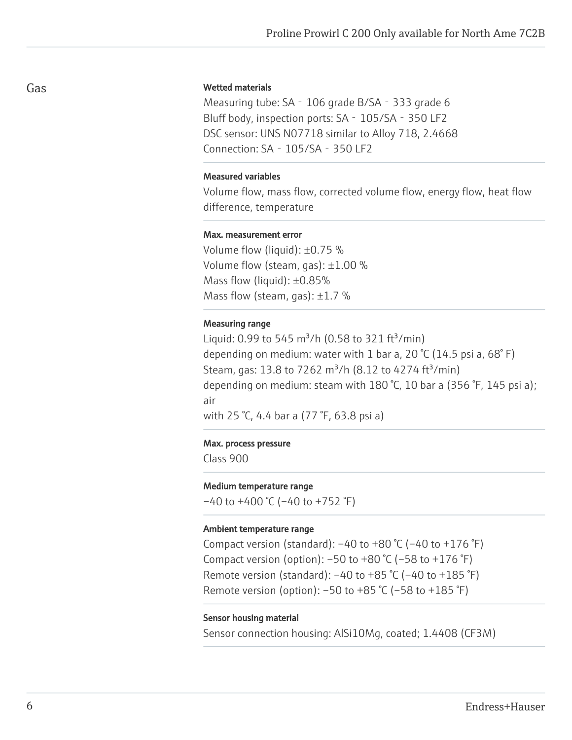## Gas

#### Wetted materials

Measuring tube: SA‐106 grade B/SA‐333 grade 6
Bluff body, inspection ports: SA‐105/SA‐350 LF2
DSC sensor: UNS N07718 similar to Alloy 718, 2.4668
Connection: SA‐105/SA‐350 LF2

#### Measured variables

Volume flow, mass flow, corrected volume flow, energy flow, heat flow difference, temperature

#### Max. measurement error

Volume flow (liquid): ±0.75 %
Volume flow (steam, gas): ±1.00 %
Mass flow (liquid): ±0.85%
Mass flow (steam, gas): ±1.7 %

#### Measuring range

Liquid: 0.99 to 545 m³/h (0.58 to 321 ft³/min)
depending on medium: water with 1 bar a, 20 °C (14.5 psi a, 68° F)
Steam, gas: 13.8 to 7262 m³/h (8.12 to 4274 ft³/min)
depending on medium: steam with 180 °C, 10 bar a (356 °F, 145 psi a); air
with 25 °C, 4.4 bar a (77 °F, 63.8 psi a)

#### Max. process pressure

Class 900

#### Medium temperature range

–40 to +400 °C (–40 to +752 °F)

#### Ambient temperature range

Compact version (standard): –40 to +80 °C (–40 to +176 °F)
Compact version (option): –50 to +80 °C (–58 to +176 °F)
Remote version (standard): –40 to +85 °C (–40 to +185 °F)
Remote version (option): –50 to +85 °C (–58 to +185 °F)

#### Sensor housing material

Sensor connection housing: AlSi10Mg, coated; 1.4408 (CF3M)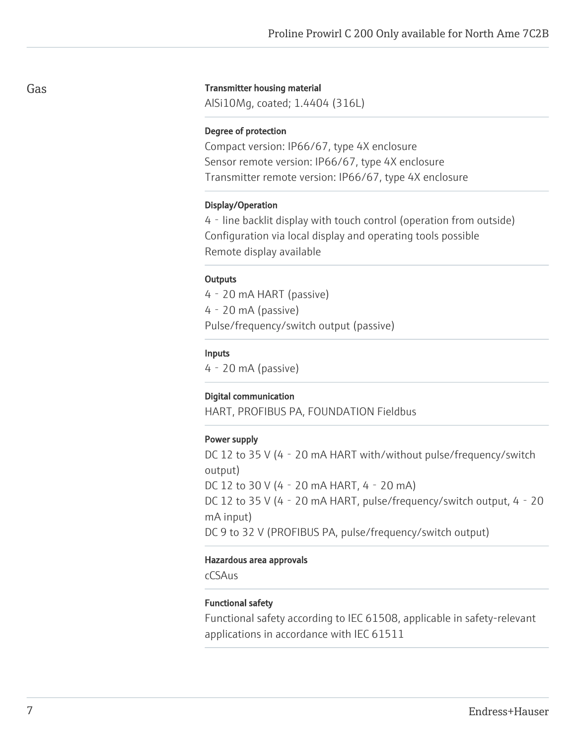## Gas

**Transmitter housing material**

AlSi10Mg, coated; 1.4404 (316L)

**Degree of protection**

Compact version: IP66/67, type 4X enclosure
Sensor remote version: IP66/67, type 4X enclosure
Transmitter remote version: IP66/67, type 4X enclosure

**Display/Operation**

4 - line backlit display with touch control (operation from outside)
Configuration via local display and operating tools possible
Remote display available

**Outputs**

4 - 20 mA HART (passive)
4 - 20 mA (passive)
Pulse/frequency/switch output (passive)

**Inputs**

4 - 20 mA (passive)

**Digital communication**

HART, PROFIBUS PA, FOUNDATION Fieldbus

**Power supply**

DC 12 to 35 V (4 - 20 mA HART with/without pulse/frequency/switch output)
DC 12 to 30 V (4 - 20 mA HART, 4 - 20 mA)
DC 12 to 35 V (4 - 20 mA HART, pulse/frequency/switch output, 4 - 20 mA input)
DC 9 to 32 V (PROFIBUS PA, pulse/frequency/switch output)

**Hazardous area approvals**

cCSAus

**Functional safety**

Functional safety according to IEC 61508, applicable in safety-relevant applications in accordance with IEC 61511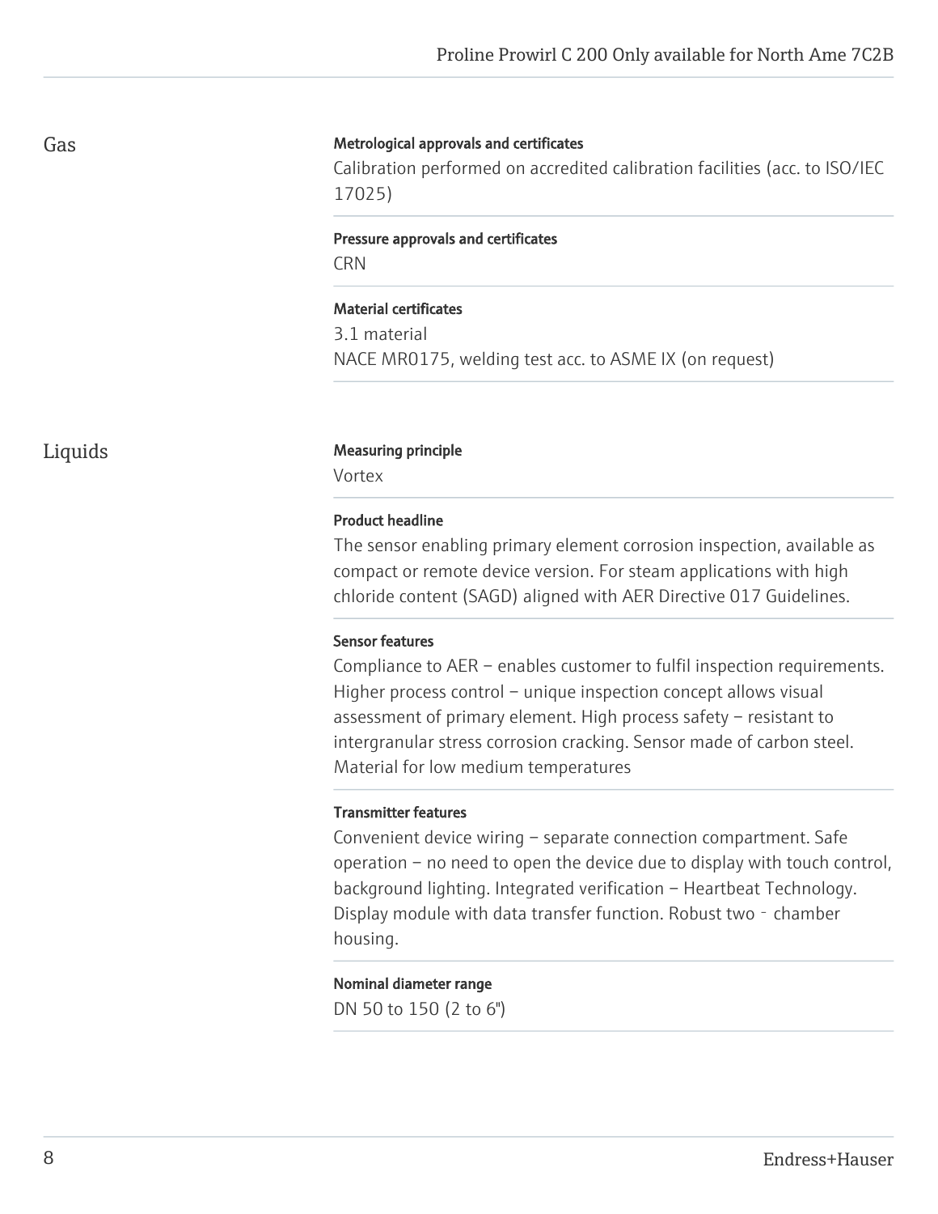## Gas

**Metrological approvals and certificates**

Calibration performed on accredited calibration facilities (acc. to ISO/IEC 17025)

**Pressure approvals and certificates**

CRN

**Material certificates**

3.1 material
NACE MR0175, welding test acc. to ASME IX (on request)

## Liquids

**Measuring principle**

Vortex

**Product headline**

The sensor enabling primary element corrosion inspection, available as compact or remote device version. For steam applications with high chloride content (SAGD) aligned with AER Directive 017 Guidelines.

**Sensor features**

Compliance to AER – enables customer to fulfil inspection requirements. Higher process control – unique inspection concept allows visual assessment of primary element. High process safety – resistant to intergranular stress corrosion cracking. Sensor made of carbon steel. Material for low medium temperatures

**Transmitter features**

Convenient device wiring – separate connection compartment. Safe operation – no need to open the device due to display with touch control, background lighting. Integrated verification – Heartbeat Technology. Display module with data transfer function. Robust two‐chamber housing.

**Nominal diameter range**

DN 50 to 150 (2 to 6")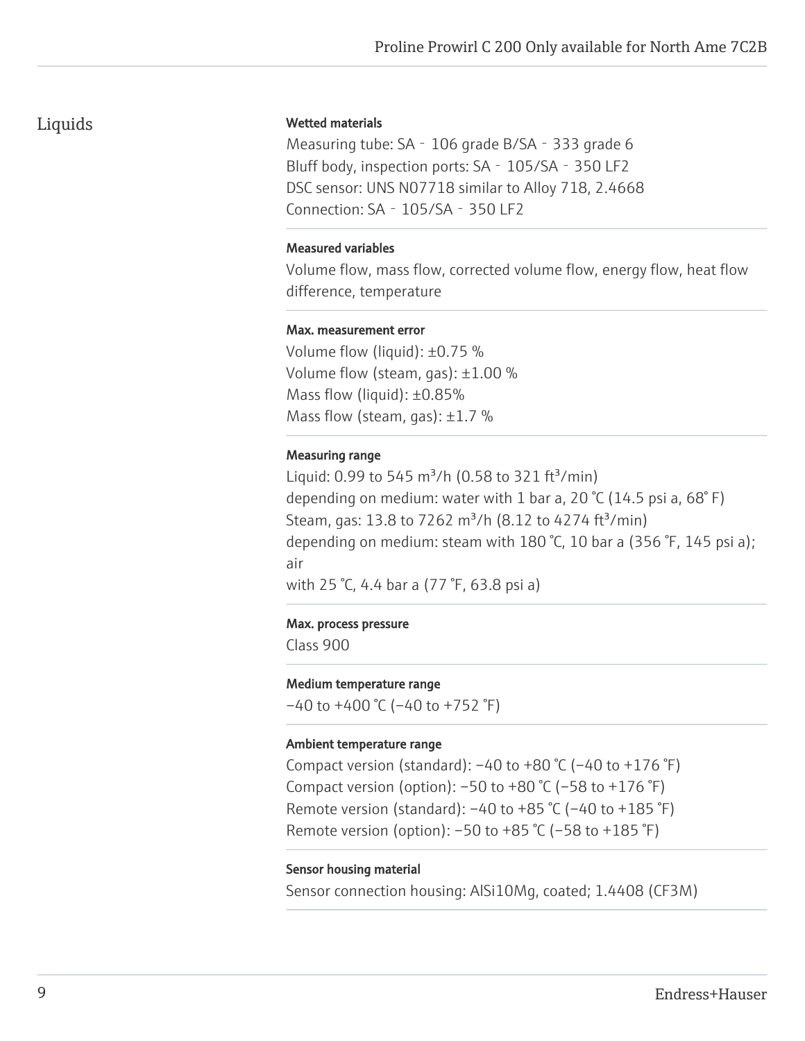## Liquids

**Wetted materials**

Measuring tube: SA‑106 grade B/SA‑333 grade 6
Bluff body, inspection ports: SA‑105/SA‑350 LF2
DSC sensor: UNS N07718 similar to Alloy 718, 2.4668
Connection: SA‑105/SA‑350 LF2

**Measured variables**

Volume flow, mass flow, corrected volume flow, energy flow, heat flow difference, temperature

**Max. measurement error**

Volume flow (liquid): ±0.75 %
Volume flow (steam, gas): ±1.00 %
Mass flow (liquid): ±0.85%
Mass flow (steam, gas): ±1.7 %

**Measuring range**

Liquid: 0.99 to 545 m³/h (0.58 to 321 ft³/min)
depending on medium: water with 1 bar a, 20 °C (14.5 psi a, 68° F)
Steam, gas: 13.8 to 7262 m³/h (8.12 to 4274 ft³/min)
depending on medium: steam with 180 °C, 10 bar a (356 °F, 145 psi a); air
with 25 °C, 4.4 bar a (77 °F, 63.8 psi a)

**Max. process pressure**

Class 900

**Medium temperature range**

−40 to +400 °C (−40 to +752 °F)

**Ambient temperature range**

Compact version (standard): −40 to +80 °C (−40 to +176 °F)
Compact version (option): −50 to +80 °C (−58 to +176 °F)
Remote version (standard): −40 to +85 °C (−40 to +185 °F)
Remote version (option): −50 to +85 °C (−58 to +185 °F)

**Sensor housing material**

Sensor connection housing: AlSi10Mg, coated; 1.4408 (CF3M)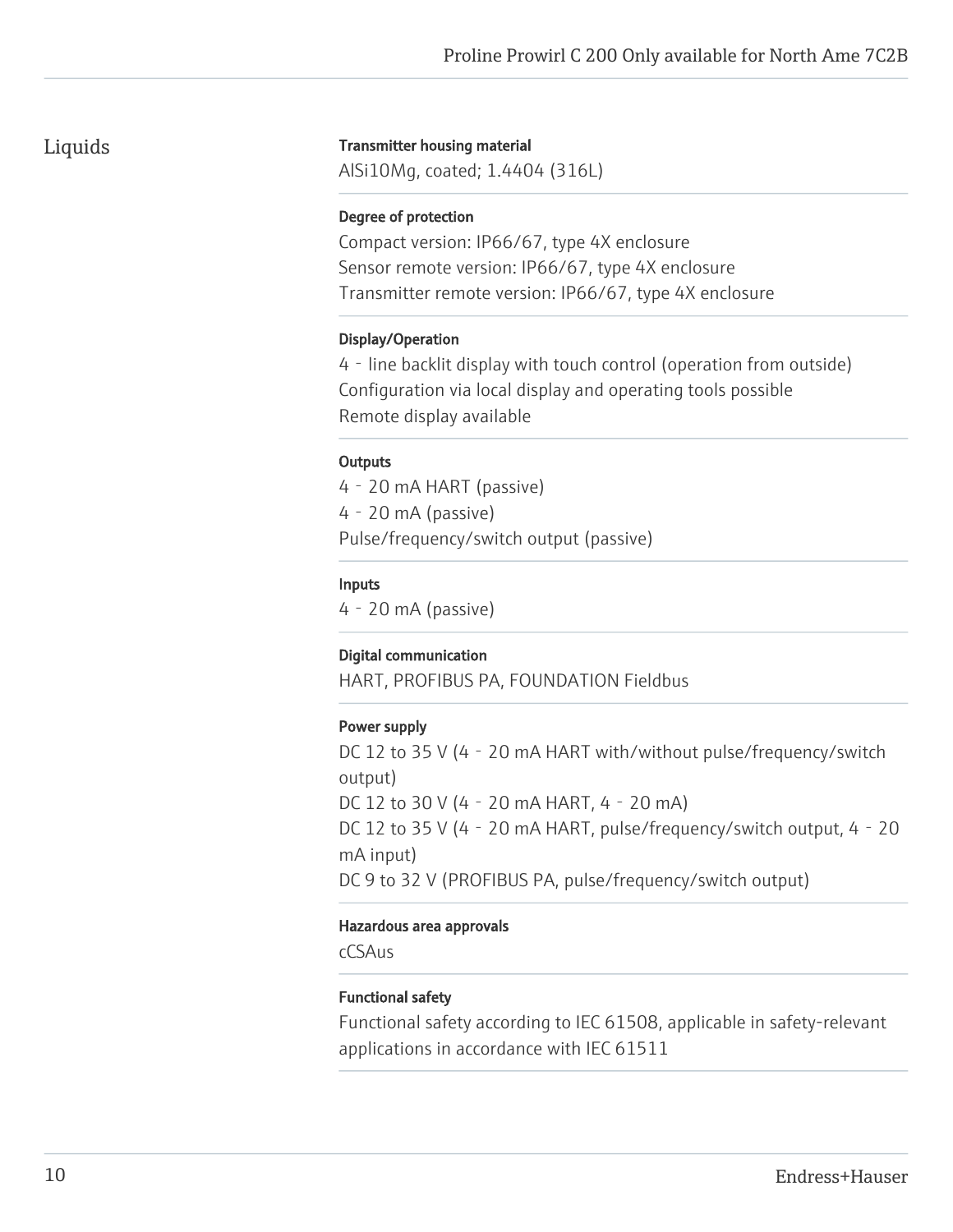## Liquids

**Transmitter housing material**

AlSi10Mg, coated; 1.4404 (316L)

**Degree of protection**

Compact version: IP66/67, type 4X enclosure
Sensor remote version: IP66/67, type 4X enclosure
Transmitter remote version: IP66/67, type 4X enclosure

**Display/Operation**

4 - line backlit display with touch control (operation from outside)
Configuration via local display and operating tools possible
Remote display available

**Outputs**

4 - 20 mA HART (passive)
4 - 20 mA (passive)
Pulse/frequency/switch output (passive)

**Inputs**

4 - 20 mA (passive)

**Digital communication**

HART, PROFIBUS PA, FOUNDATION Fieldbus

**Power supply**

DC 12 to 35 V (4 - 20 mA HART with/without pulse/frequency/switch output)
DC 12 to 30 V (4 - 20 mA HART, 4 - 20 mA)
DC 12 to 35 V (4 - 20 mA HART, pulse/frequency/switch output, 4 - 20 mA input)
DC 9 to 32 V (PROFIBUS PA, pulse/frequency/switch output)

**Hazardous area approvals**

cCSAus

**Functional safety**

Functional safety according to IEC 61508, applicable in safety-relevant applications in accordance with IEC 61511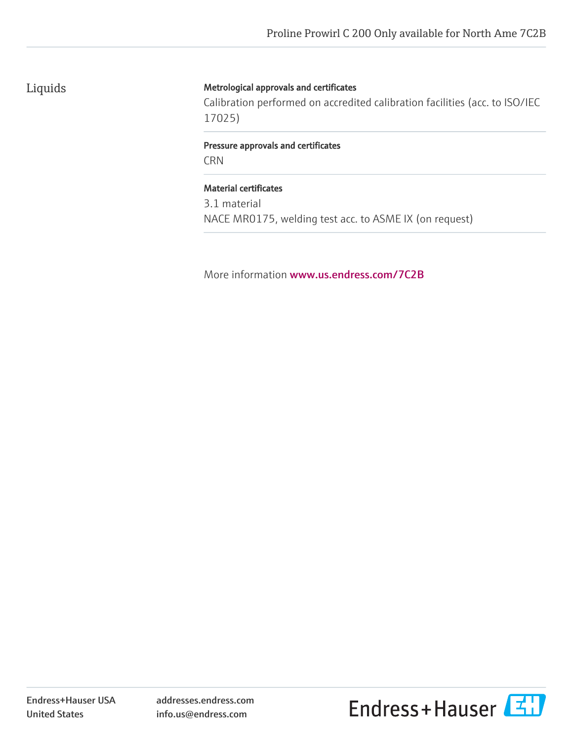## Liquids

**Metrological approvals and certificates**

Calibration performed on accredited calibration facilities (acc. to ISO/IEC 17025)

**Pressure approvals and certificates**

CRN

**Material certificates**

3.1 material

NACE MR0175, welding test acc. to ASME IX (on request)

More information **www.us.endress.com/7C2B**

Endress+Hauser USA
United States

addresses.endress.com
info.us@endress.com

Endress+Hauser